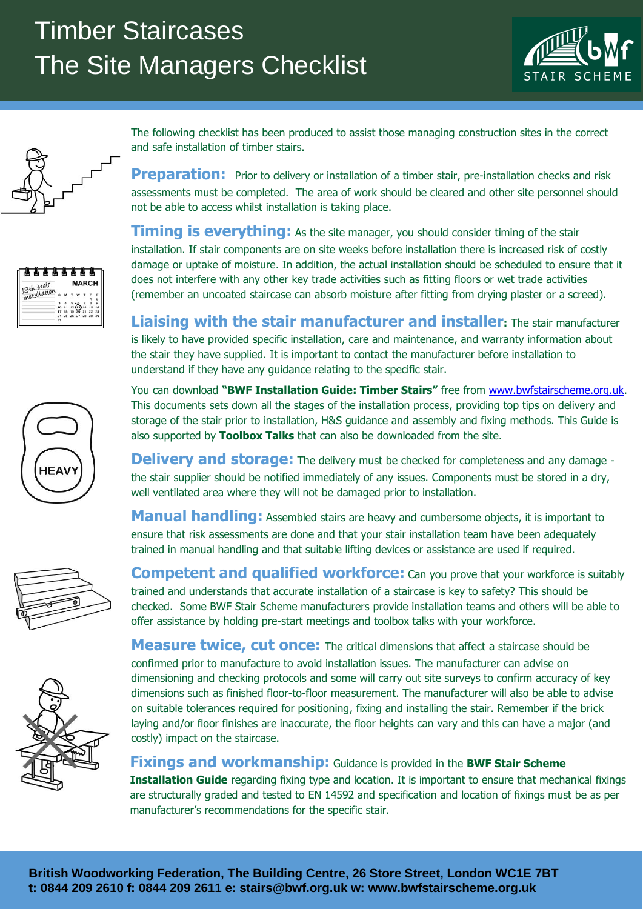# Timber Staircases
# The Site Managers Checklist

The following checklist has been produced to assist those managing construction sites in the correct and safe installation of timber stairs.

**Preparation:** Prior to delivery or installation of a timber stair, pre-installation checks and risk assessments must be completed. The area of work should be cleared and other site personnel should not be able to access whilst installation is taking place.

**Timing is everything:** As the site manager, you should consider timing of the stair installation. If stair components are on site weeks before installation there is increased risk of costly damage or uptake of moisture. In addition, the actual installation should be scheduled to ensure that it does not interfere with any other key trade activities such as fitting floors or wet trade activities (remember an uncoated staircase can absorb moisture after fitting from drying plaster or a screed).

**Liaising with the stair manufacturer and installer:** The stair manufacturer is likely to have provided specific installation, care and maintenance, and warranty information about the stair they have supplied. It is important to contact the manufacturer before installation to understand if they have any guidance relating to the specific stair.

You can download **"BWF Installation Guide: Timber Stairs"** free from www.bwfstairscheme.org.uk. This documents sets down all the stages of the installation process, providing top tips on delivery and storage of the stair prior to installation, H&S guidance and assembly and fixing methods. This Guide is also supported by **Toolbox Talks** that can also be downloaded from the site.

**Delivery and storage:** The delivery must be checked for completeness and any damage - the stair supplier should be notified immediately of any issues. Components must be stored in a dry, well ventilated area where they will not be damaged prior to installation.

**Manual handling:** Assembled stairs are heavy and cumbersome objects, it is important to ensure that risk assessments are done and that your stair installation team have been adequately trained in manual handling and that suitable lifting devices or assistance are used if required.

**Competent and qualified workforce:** Can you prove that your workforce is suitably trained and understands that accurate installation of a staircase is key to safety? This should be checked. Some BWF Stair Scheme manufacturers provide installation teams and others will be able to offer assistance by holding pre-start meetings and toolbox talks with your workforce.

**Measure twice, cut once:** The critical dimensions that affect a staircase should be confirmed prior to manufacture to avoid installation issues. The manufacturer can advise on dimensioning and checking protocols and some will carry out site surveys to confirm accuracy of key dimensions such as finished floor-to-floor measurement. The manufacturer will also be able to advise on suitable tolerances required for positioning, fixing and installing the stair. Remember if the brick laying and/or floor finishes are inaccurate, the floor heights can vary and this can have a major (and costly) impact on the staircase.

**Fixings and workmanship:** Guidance is provided in the **BWF Stair Scheme Installation Guide** regarding fixing type and location. It is important to ensure that mechanical fixings are structurally graded and tested to EN 14592 and specification and location of fixings must be as per manufacturer's recommendations for the specific stair.

**British Woodworking Federation, The Building Centre, 26 Store Street, London WC1E 7BT**
**t: 0844 209 2610 f: 0844 209 2611 e: stairs@bwf.org.uk w: www.bwfstairscheme.org.uk**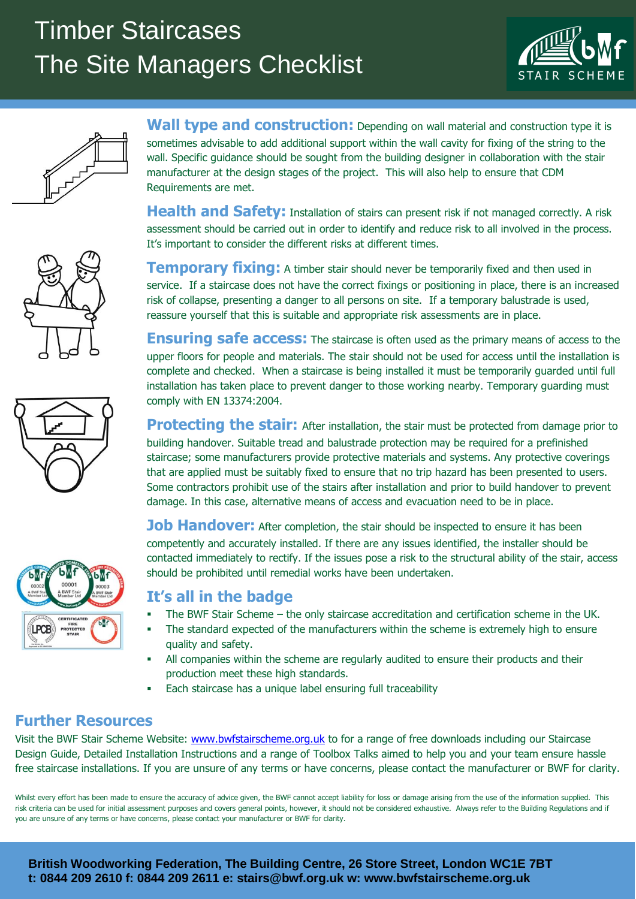# Timber Staircases
# The Site Managers Checklist

**Wall type and construction:** Depending on wall material and construction type it is sometimes advisable to add additional support within the wall cavity for fixing of the string to the wall. Specific guidance should be sought from the building designer in collaboration with the stair manufacturer at the design stages of the project. This will also help to ensure that CDM Requirements are met.

**Health and Safety:** Installation of stairs can present risk if not managed correctly. A risk assessment should be carried out in order to identify and reduce risk to all involved in the process. It's important to consider the different risks at different times.

**Temporary fixing:** A timber stair should never be temporarily fixed and then used in service. If a staircase does not have the correct fixings or positioning in place, there is an increased risk of collapse, presenting a danger to all persons on site. If a temporary balustrade is used, reassure yourself that this is suitable and appropriate risk assessments are in place.

**Ensuring safe access:** The staircase is often used as the primary means of access to the upper floors for people and materials. The stair should not be used for access until the installation is complete and checked. When a staircase is being installed it must be temporarily guarded until full installation has taken place to prevent danger to those working nearby. Temporary guarding must comply with EN 13374:2004.

**Protecting the stair:** After installation, the stair must be protected from damage prior to building handover. Suitable tread and balustrade protection may be required for a prefinished staircase; some manufacturers provide protective materials and systems. Any protective coverings that are applied must be suitably fixed to ensure that no trip hazard has been presented to users. Some contractors prohibit use of the stairs after installation and prior to build handover to prevent damage. In this case, alternative means of access and evacuation need to be in place.

**Job Handover:** After completion, the stair should be inspected to ensure it has been competently and accurately installed. If there are any issues identified, the installer should be contacted immediately to rectify. If the issues pose a risk to the structural ability of the stair, access should be prohibited until remedial works have been undertaken.

## It's all in the badge

- The BWF Stair Scheme – the only staircase accreditation and certification scheme in the UK.
- The standard expected of the manufacturers within the scheme is extremely high to ensure quality and safety.
- All companies within the scheme are regularly audited to ensure their products and their production meet these high standards.
- Each staircase has a unique label ensuring full traceability

## Further Resources

Visit the BWF Stair Scheme Website: www.bwfstairscheme.org.uk to for a range of free downloads including our Staircase Design Guide, Detailed Installation Instructions and a range of Toolbox Talks aimed to help you and your team ensure hassle free staircase installations. If you are unsure of any terms or have concerns, please contact the manufacturer or BWF for clarity.

Whilst every effort has been made to ensure the accuracy of advice given, the BWF cannot accept liability for loss or damage arising from the use of the information supplied. This risk criteria can be used for initial assessment purposes and covers general points, however, it should not be considered exhaustive. Always refer to the Building Regulations and if you are unsure of any terms or have concerns, please contact your manufacturer or BWF for clarity.

**British Woodworking Federation, The Building Centre, 26 Store Street, London WC1E 7BT**
**t: 0844 209 2610 f: 0844 209 2611 e: stairs@bwf.org.uk w: www.bwfstairscheme.org.uk**